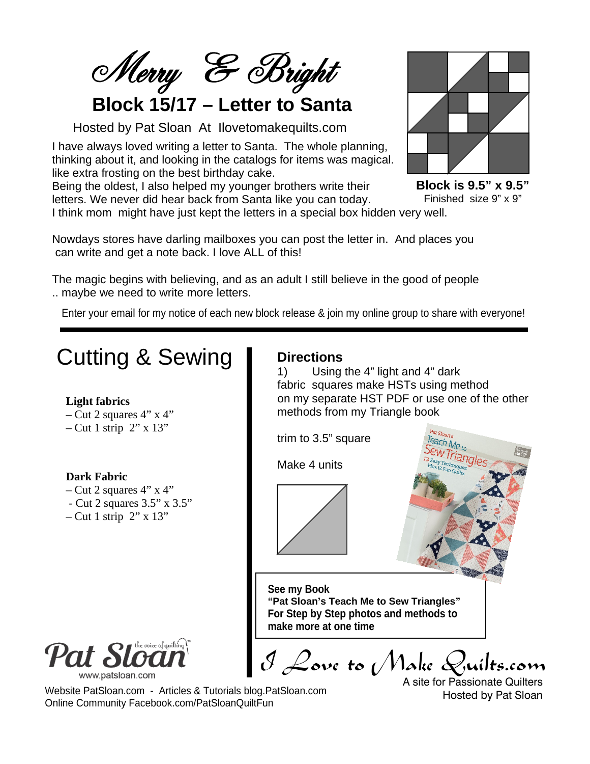# Merry & Bright

## Block 15/17 – Letter to Santa

Hosted by Pat Sloan At Ilovetomakequilts.com

I have always loved writing a letter to Santa. The whole planning, thinking about it, and looking in the catalogs for items was magical. like extra frosting on the best birthday cake.
Being the oldest, I also helped my younger brothers write their letters. We never did hear back from Santa like you can today.
I think mom might have just kept the letters in a special box hidden very well.

**Block is 9.5" x 9.5"**
Finished size 9" x 9"

Nowdays stores have darling mailboxes you can post the letter in. And places you can write and get a note back. I love ALL of this!

The magic begins with believing, and as an adult I still believe in the good of people .. maybe we need to write more letters.

Enter your email for my notice of each new block release & join my online group to share with everyone!

---

# Cutting & Sewing

**Light fabrics**
– Cut 2 squares 4" x 4"
– Cut 1 strip 2" x 13"

**Dark Fabric**
– Cut 2 squares 4" x 4"
- Cut 2 squares 3.5" x 3.5"
– Cut 1 strip 2" x 13"

## Directions

1) Using the 4" light and 4" dark fabric squares make HSTs using method on my separate HST PDF or use one of the other methods from my Triangle book

trim to 3.5" square

Make 4 units

**See my Book**
**"Pat Sloan's Teach Me to Sew Triangles"**
**For Step by Step photos and methods to make more at one time**

Pat Sloan the voice of quilting
www.patsloan.com

Website PatSloan.com - Articles & Tutorials blog.PatSloan.com
Online Community Facebook.com/PatSloanQuiltFun

I Love to Make Quilts.com
A site for Passionate Quilters
Hosted by Pat Sloan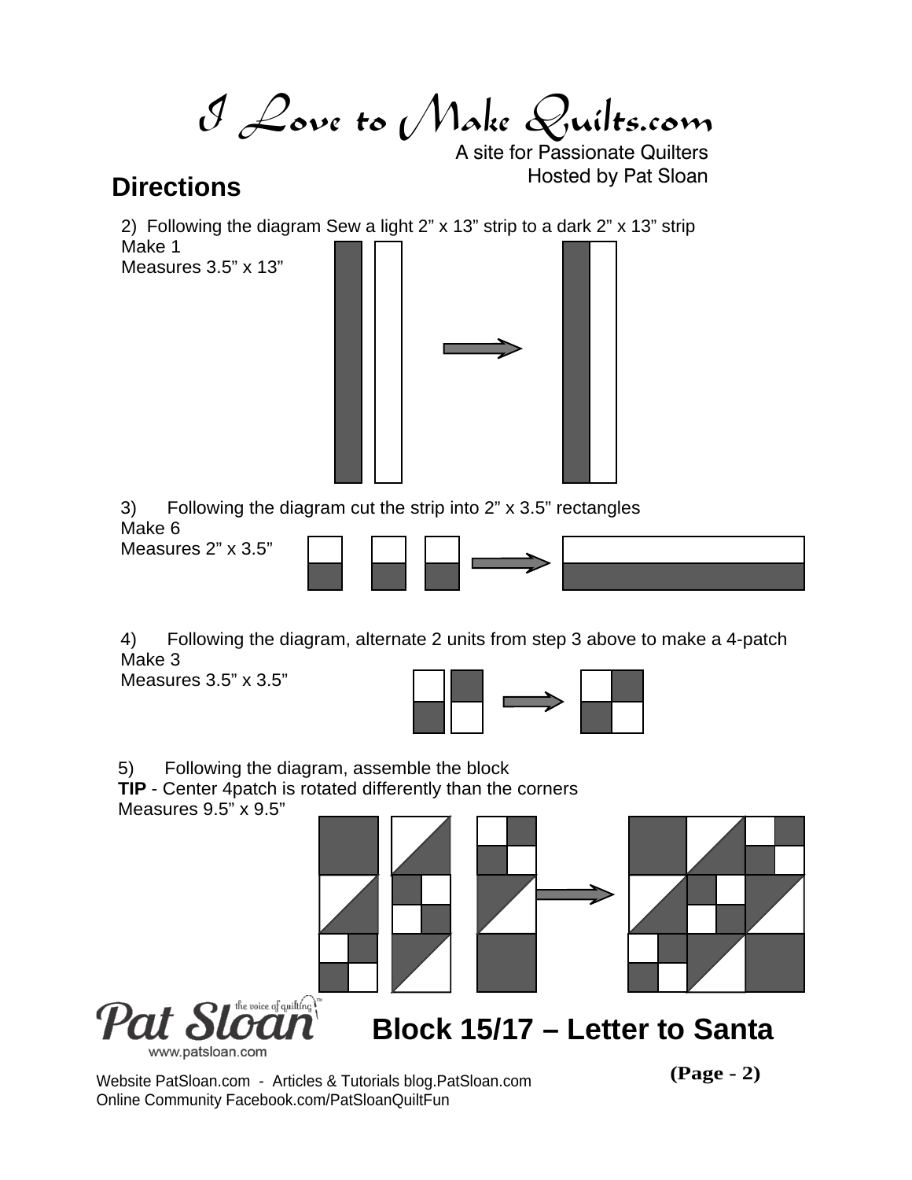# I Love to Make Quilts.com

A site for Passionate Quilters
Hosted by Pat Sloan

## Directions

2) Following the diagram Sew a light 2" x 13" strip to a dark 2" x 13" strip
Make 1
Measures 3.5" x 13"

3) Following the diagram cut the strip into 2" x 3.5" rectangles
Make 6
Measures 2" x 3.5"

4) Following the diagram, alternate 2 units from step 3 above to make a 4-patch
Make 3
Measures 3.5" x 3.5"

5) Following the diagram, assemble the block
**TIP** - Center 4patch is rotated differently than the corners
Measures 9.5" x 9.5"

Pat Sloan the voice of quilting
www.patsloan.com

**Block 15/17 – Letter to Santa**

Website PatSloan.com - Articles & Tutorials blog.PatSloan.com
Online Community Facebook.com/PatSloanQuiltFun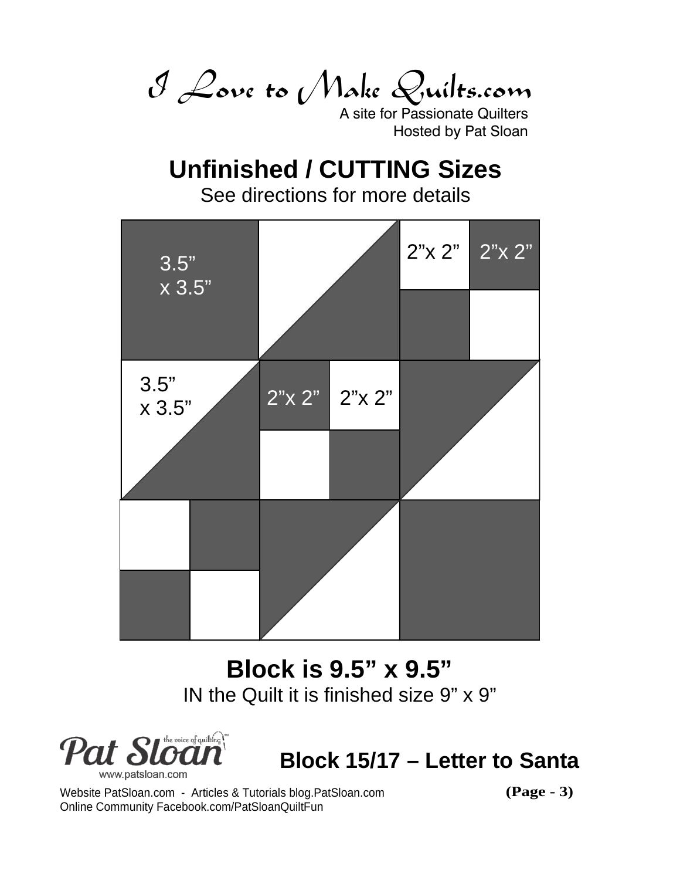I Love to Make Quilts.com

A site for Passionate Quilters
Hosted by Pat Sloan

## Unfinished / CUTTING Sizes

See directions for more details

2"x 2"

2"x 2"

3.5" x 3.5"

3.5" x 3.5"

2"x 2"

2"x 2"

## Block is 9.5" x 9.5"

IN the Quilt it is finished size 9" x 9"

Pat Sloan the voice of quilting™
www.patsloan.com

### Block 15/17 – Letter to Santa

Website PatSloan.com - Articles & Tutorials blog.PatSloan.com
Online Community Facebook.com/PatSloanQuiltFun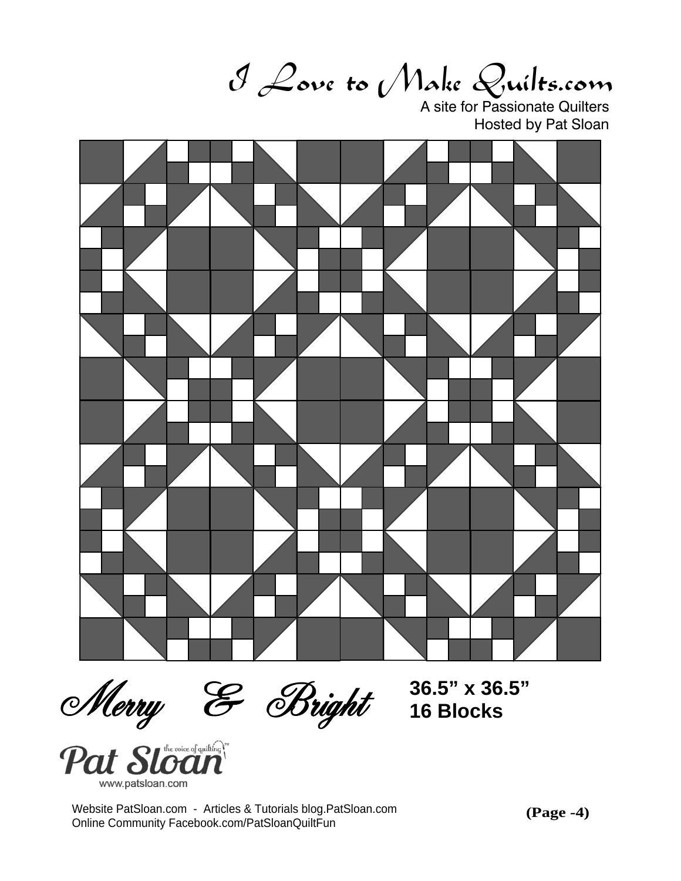# I Love to Make Quilts.com

A site for Passionate Quilters
Hosted by Pat Sloan

## Merry & Bright

**36.5” x 36.5”**
**16 Blocks**

Pat Sloan the voice of quilting™
www.patsloan.com

Website PatSloan.com - Articles & Tutorials blog.PatSloan.com
Online Community Facebook.com/PatSloanQuiltFun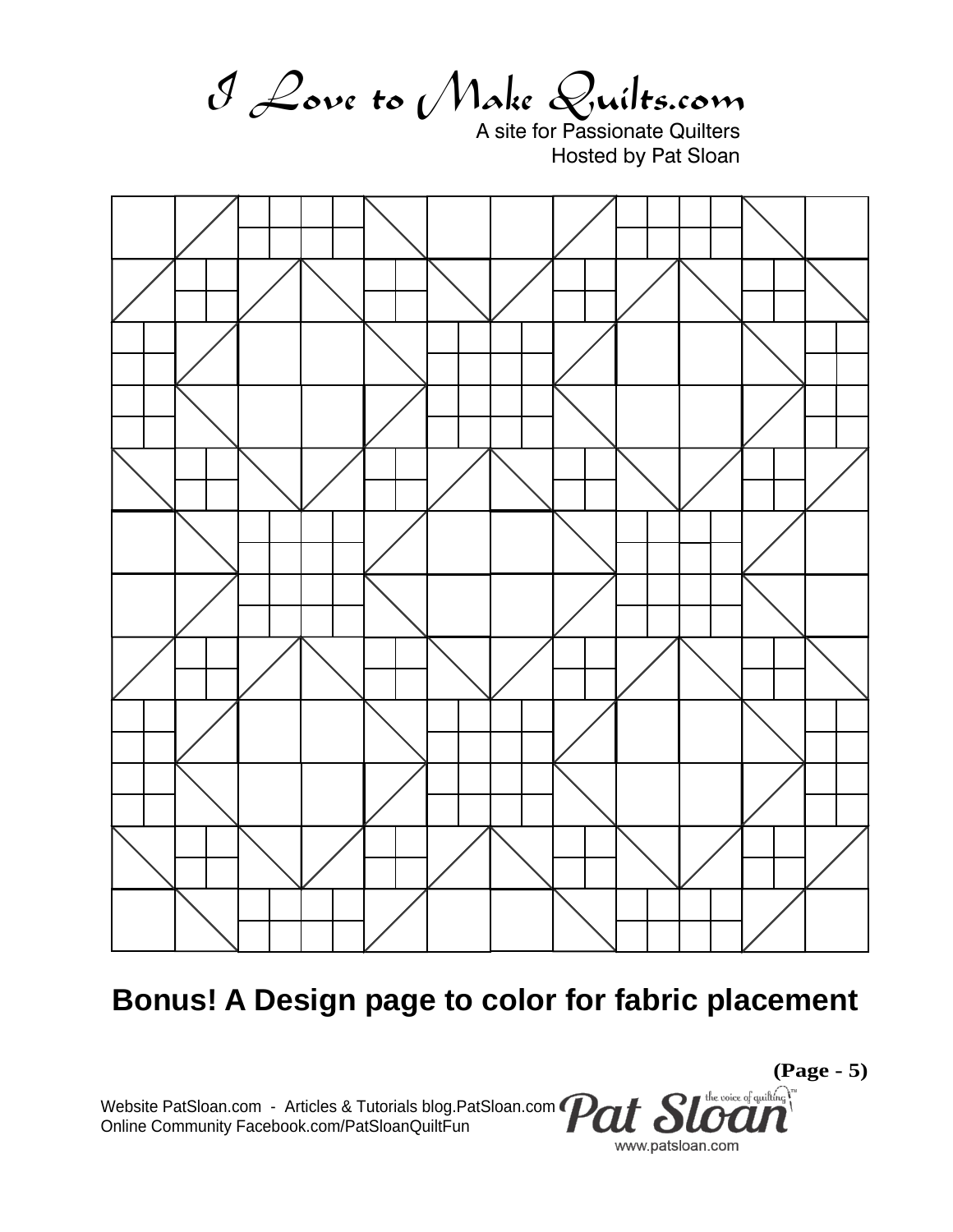# I Love to Make Quilts.com

A site for Passionate Quilters
Hosted by Pat Sloan

**Bonus! A Design page to color for fabric placement**

Website PatSloan.com - Articles & Tutorials blog.PatSloan.com
Online Community Facebook.com/PatSloanQuiltFun

Pat Sloan the voice of quilting™
www.patsloan.com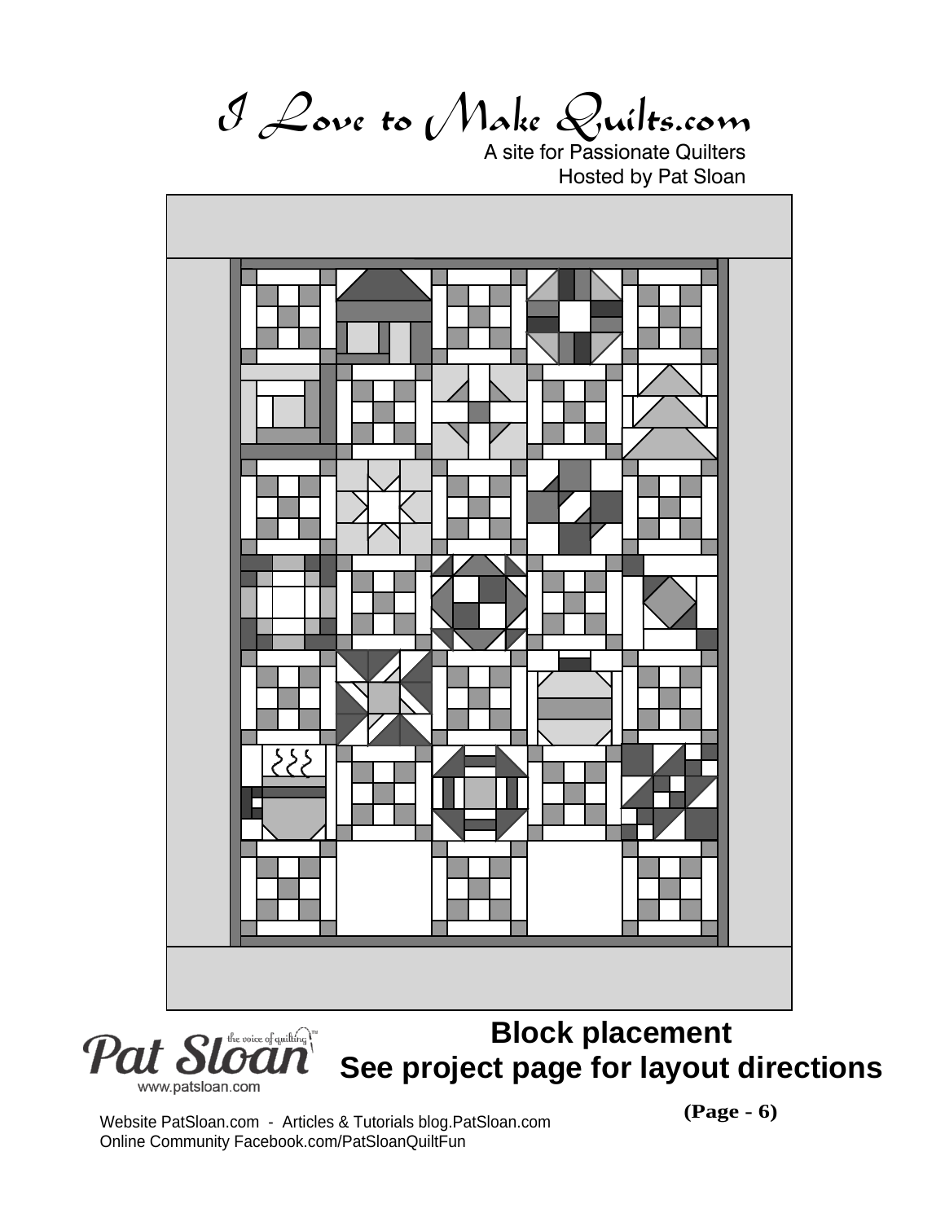# I Love to Make Quilts.com

A site for Passionate Quilters
Hosted by Pat Sloan

**Block placement**
**See project page for layout directions**

Pat Sloan the voice of quilting™
www.patsloan.com

Website PatSloan.com - Articles & Tutorials blog.PatSloan.com
Online Community Facebook.com/PatSloanQuiltFun